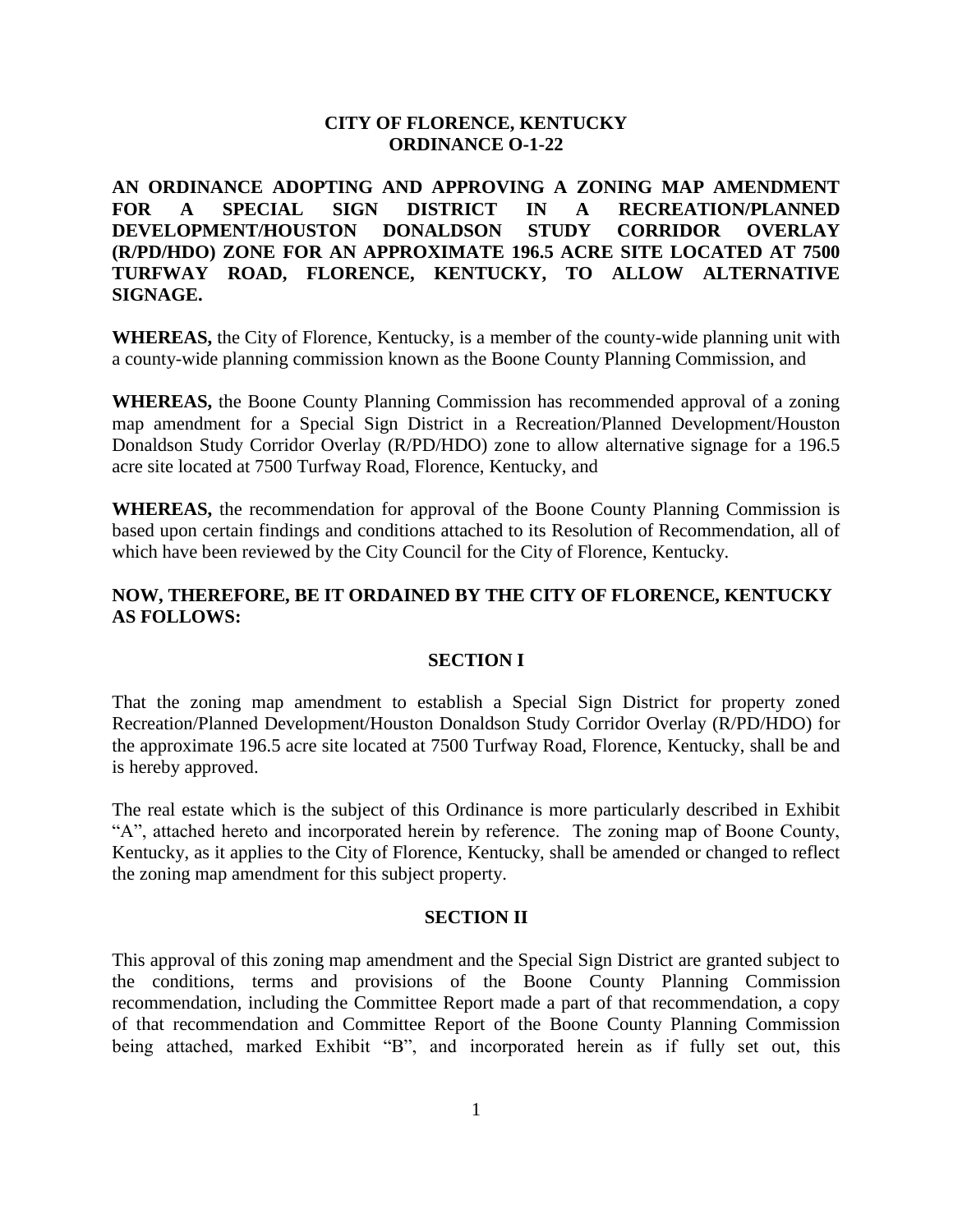**CITY OF FLORENCE, KENTUCKY**
**ORDINANCE O-1-22**

**AN ORDINANCE ADOPTING AND APPROVING A ZONING MAP AMENDMENT FOR A SPECIAL SIGN DISTRICT IN A RECREATION/PLANNED DEVELOPMENT/HOUSTON DONALDSON STUDY CORRIDOR OVERLAY (R/PD/HDO) ZONE FOR AN APPROXIMATE 196.5 ACRE SITE LOCATED AT 7500 TURFWAY ROAD, FLORENCE, KENTUCKY, TO ALLOW ALTERNATIVE SIGNAGE.**

**WHEREAS,** the City of Florence, Kentucky, is a member of the county-wide planning unit with a county-wide planning commission known as the Boone County Planning Commission, and

**WHEREAS,** the Boone County Planning Commission has recommended approval of a zoning map amendment for a Special Sign District in a Recreation/Planned Development/Houston Donaldson Study Corridor Overlay (R/PD/HDO) zone to allow alternative signage for a 196.5 acre site located at 7500 Turfway Road, Florence, Kentucky, and

**WHEREAS,** the recommendation for approval of the Boone County Planning Commission is based upon certain findings and conditions attached to its Resolution of Recommendation, all of which have been reviewed by the City Council for the City of Florence, Kentucky.

**NOW, THEREFORE, BE IT ORDAINED BY THE CITY OF FLORENCE, KENTUCKY AS FOLLOWS:**

## SECTION I

That the zoning map amendment to establish a Special Sign District for property zoned Recreation/Planned Development/Houston Donaldson Study Corridor Overlay (R/PD/HDO) for the approximate 196.5 acre site located at 7500 Turfway Road, Florence, Kentucky, shall be and is hereby approved.

The real estate which is the subject of this Ordinance is more particularly described in Exhibit "A", attached hereto and incorporated herein by reference. The zoning map of Boone County, Kentucky, as it applies to the City of Florence, Kentucky, shall be amended or changed to reflect the zoning map amendment for this subject property.

## SECTION II

This approval of this zoning map amendment and the Special Sign District are granted subject to the conditions, terms and provisions of the Boone County Planning Commission recommendation, including the Committee Report made a part of that recommendation, a copy of that recommendation and Committee Report of the Boone County Planning Commission being attached, marked Exhibit "B", and incorporated herein as if fully set out, this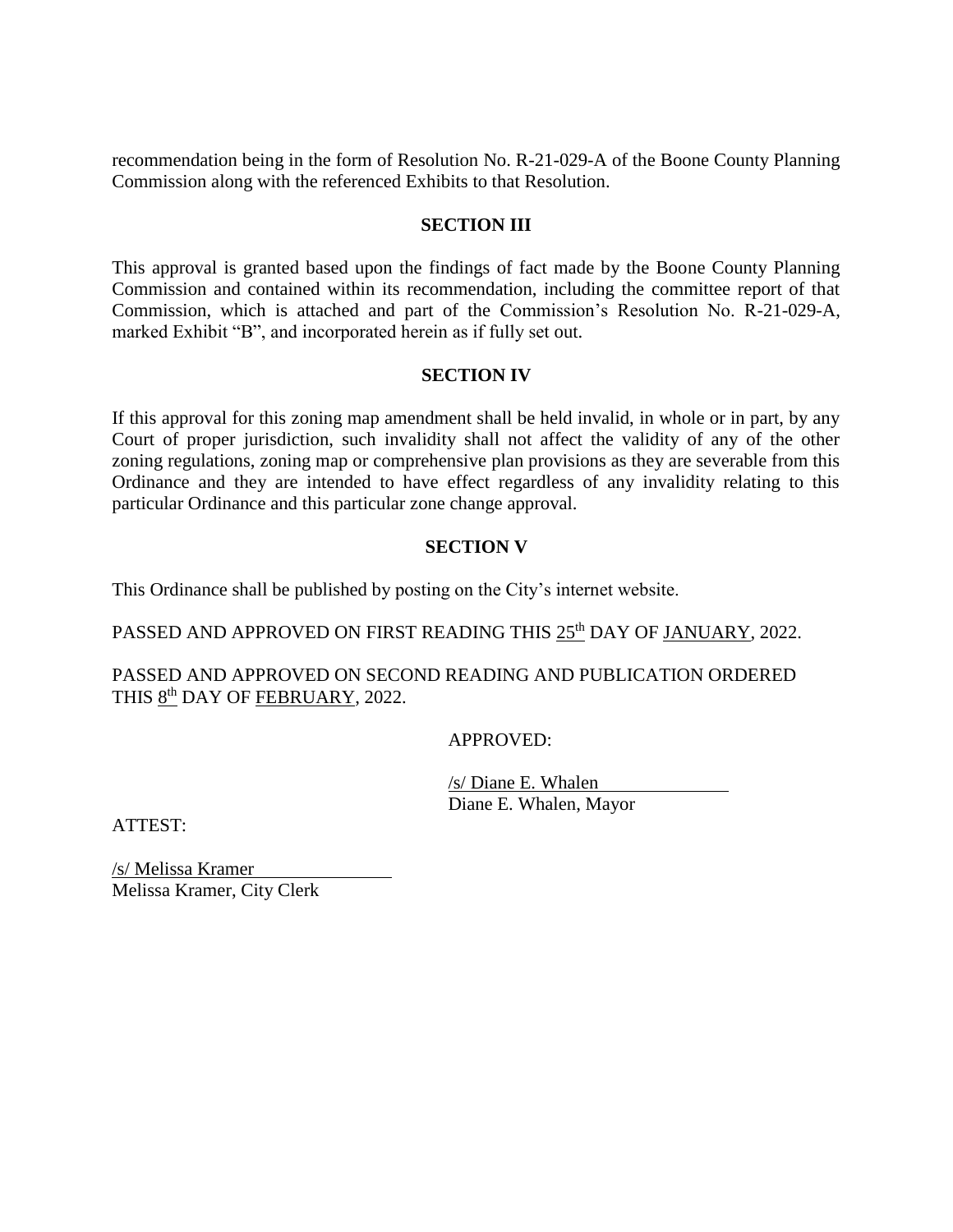recommendation being in the form of Resolution No. R-21-029-A of the Boone County Planning Commission along with the referenced Exhibits to that Resolution.

**SECTION III**

This approval is granted based upon the findings of fact made by the Boone County Planning Commission and contained within its recommendation, including the committee report of that Commission, which is attached and part of the Commission's Resolution No. R-21-029-A, marked Exhibit "B", and incorporated herein as if fully set out.

**SECTION IV**

If this approval for this zoning map amendment shall be held invalid, in whole or in part, by any Court of proper jurisdiction, such invalidity shall not affect the validity of any of the other zoning regulations, zoning map or comprehensive plan provisions as they are severable from this Ordinance and they are intended to have effect regardless of any invalidity relating to this particular Ordinance and this particular zone change approval.

**SECTION V**

This Ordinance shall be published by posting on the City's internet website.

PASSED AND APPROVED ON FIRST READING THIS 25th DAY OF JANUARY, 2022.

PASSED AND APPROVED ON SECOND READING AND PUBLICATION ORDERED THIS 8th DAY OF FEBRUARY, 2022.

APPROVED:

/s/ Diane E. Whalen
Diane E. Whalen, Mayor

ATTEST:

/s/ Melissa Kramer
Melissa Kramer, City Clerk